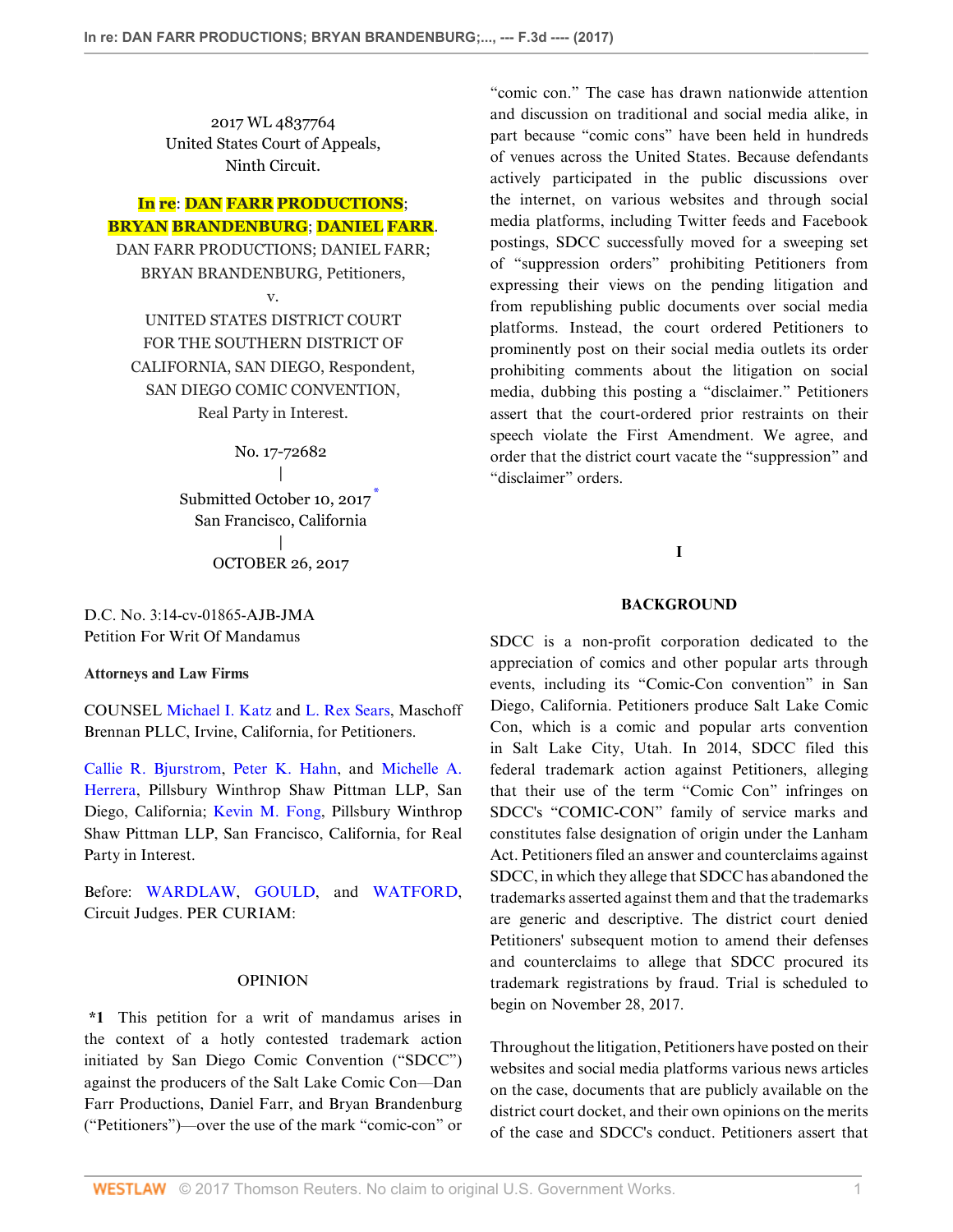2017 WL 4837764
United States Court of Appeals,
Ninth Circuit.

**In re: DAN FARR PRODUCTIONS; BRYAN BRANDENBURG; DANIEL FARR.**

DAN FARR PRODUCTIONS; DANIEL FARR; BRYAN BRANDENBURG, Petitioners,

v.

UNITED STATES DISTRICT COURT FOR THE SOUTHERN DISTRICT OF CALIFORNIA, SAN DIEGO, Respondent,

SAN DIEGO COMIC CONVENTION, Real Party in Interest.

No. 17-72682
|
Submitted October 10, 2017[*]
San Francisco, California
|
OCTOBER 26, 2017

D.C. No. 3:14-cv-01865-AJB-JMA
Petition For Writ Of Mandamus

**Attorneys and Law Firms**

COUNSEL Michael I. Katz and L. Rex Sears, Maschoff Brennan PLLC, Irvine, California, for Petitioners.

Callie R. Bjurstrom, Peter K. Hahn, and Michelle A. Herrera, Pillsbury Winthrop Shaw Pittman LLP, San Diego, California; Kevin M. Fong, Pillsbury Winthrop Shaw Pittman LLP, San Francisco, California, for Real Party in Interest.

Before: WARDLAW, GOULD, and WATFORD, Circuit Judges. PER CURIAM:

## OPINION

**\*1** This petition for a writ of mandamus arises in the context of a hotly contested trademark action initiated by San Diego Comic Convention ("SDCC") against the producers of the Salt Lake Comic Con—Dan Farr Productions, Daniel Farr, and Bryan Brandenburg ("Petitioners")—over the use of the mark "comic-con" or "comic con." The case has drawn nationwide attention and discussion on traditional and social media alike, in part because "comic cons" have been held in hundreds of venues across the United States. Because defendants actively participated in the public discussions over the internet, on various websites and through social media platforms, including Twitter feeds and Facebook postings, SDCC successfully moved for a sweeping set of "suppression orders" prohibiting Petitioners from expressing their views on the pending litigation and from republishing public documents over social media platforms. Instead, the court ordered Petitioners to prominently post on their social media outlets its order prohibiting comments about the litigation on social media, dubbing this posting a "disclaimer." Petitioners assert that the court-ordered prior restraints on their speech violate the First Amendment. We agree, and order that the district court vacate the "suppression" and "disclaimer" orders.

## I

## BACKGROUND

SDCC is a non-profit corporation dedicated to the appreciation of comics and other popular arts through events, including its "Comic-Con convention" in San Diego, California. Petitioners produce Salt Lake Comic Con, which is a comic and popular arts convention in Salt Lake City, Utah. In 2014, SDCC filed this federal trademark action against Petitioners, alleging that their use of the term "Comic Con" infringes on SDCC's "COMIC-CON" family of service marks and constitutes false designation of origin under the Lanham Act. Petitioners filed an answer and counterclaims against SDCC, in which they allege that SDCC has abandoned the trademarks asserted against them and that the trademarks are generic and descriptive. The district court denied Petitioners' subsequent motion to amend their defenses and counterclaims to allege that SDCC procured its trademark registrations by fraud. Trial is scheduled to begin on November 28, 2017.

Throughout the litigation, Petitioners have posted on their websites and social media platforms various news articles on the case, documents that are publicly available on the district court docket, and their own opinions on the merits of the case and SDCC's conduct. Petitioners assert that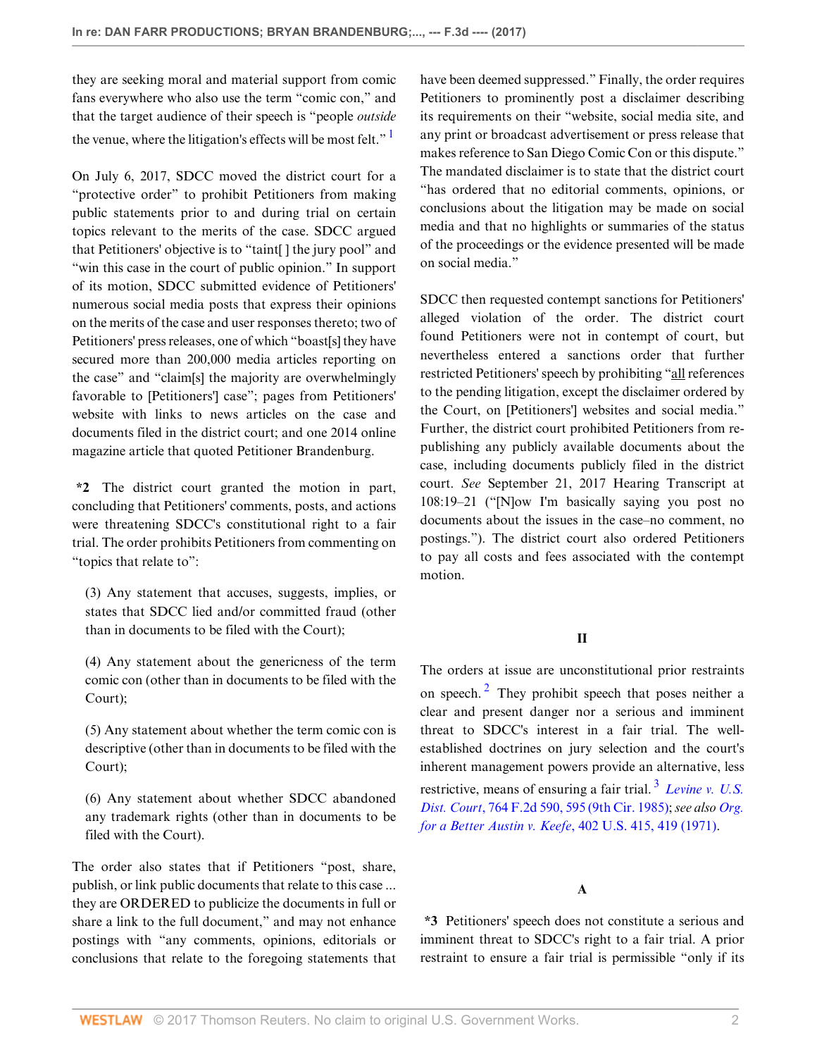they are seeking moral and material support from comic fans everywhere who also use the term "comic con," and that the target audience of their speech is "people *outside* the venue, where the litigation's effects will be most felt." [1]

On July 6, 2017, SDCC moved the district court for a "protective order" to prohibit Petitioners from making public statements prior to and during trial on certain topics relevant to the merits of the case. SDCC argued that Petitioners' objective is to "taint[ ] the jury pool" and "win this case in the court of public opinion." In support of its motion, SDCC submitted evidence of Petitioners' numerous social media posts that express their opinions on the merits of the case and user responses thereto; two of Petitioners' press releases, one of which "boast[s] they have secured more than 200,000 media articles reporting on the case" and "claim[s] the majority are overwhelmingly favorable to [Petitioners'] case"; pages from Petitioners' website with links to news articles on the case and documents filed in the district court; and one 2014 online magazine article that quoted Petitioner Brandenburg.

**\*2** The district court granted the motion in part, concluding that Petitioners' comments, posts, and actions were threatening SDCC's constitutional right to a fair trial. The order prohibits Petitioners from commenting on "topics that relate to":

> (3) Any statement that accuses, suggests, implies, or states that SDCC lied and/or committed fraud (other than in documents to be filed with the Court);
>
> (4) Any statement about the genericness of the term comic con (other than in documents to be filed with the Court);
>
> (5) Any statement about whether the term comic con is descriptive (other than in documents to be filed with the Court);
>
> (6) Any statement about whether SDCC abandoned any trademark rights (other than in documents to be filed with the Court).

The order also states that if Petitioners "post, share, publish, or link public documents that relate to this case ... they are ORDERED to publicize the documents in full or share a link to the full document," and may not enhance postings with "any comments, opinions, editorials or conclusions that relate to the foregoing statements that have been deemed suppressed." Finally, the order requires Petitioners to prominently post a disclaimer describing its requirements on their "website, social media site, and any print or broadcast advertisement or press release that makes reference to San Diego Comic Con or this dispute." The mandated disclaimer is to state that the district court "has ordered that no editorial comments, opinions, or conclusions about the litigation may be made on social media and that no highlights or summaries of the status of the proceedings or the evidence presented will be made on social media."

SDCC then requested contempt sanctions for Petitioners' alleged violation of the order. The district court found Petitioners were not in contempt of court, but nevertheless entered a sanctions order that further restricted Petitioners' speech by prohibiting "<u>all</u> references to the pending litigation, except the disclaimer ordered by the Court, on [Petitioners'] websites and social media." Further, the district court prohibited Petitioners from re-publishing any publicly available documents about the case, including documents publicly filed in the district court. *See* September 21, 2017 Hearing Transcript at 108:19–21 ("[N]ow I'm basically saying you post no documents about the issues in the case–no comment, no postings."). The district court also ordered Petitioners to pay all costs and fees associated with the contempt motion.

## II

The orders at issue are unconstitutional prior restraints on speech. [2] They prohibit speech that poses neither a clear and present danger nor a serious and imminent threat to SDCC's interest in a fair trial. The well-established doctrines on jury selection and the court's inherent management powers provide an alternative, less restrictive, means of ensuring a fair trial. [3] *Levine v. U.S. Dist. Court*, 764 F.2d 590, 595 (9th Cir. 1985); *see also Org. for a Better Austin v. Keefe*, 402 U.S. 415, 419 (1971).

### A

**\*3** Petitioners' speech does not constitute a serious and imminent threat to SDCC's right to a fair trial. A prior restraint to ensure a fair trial is permissible "only if its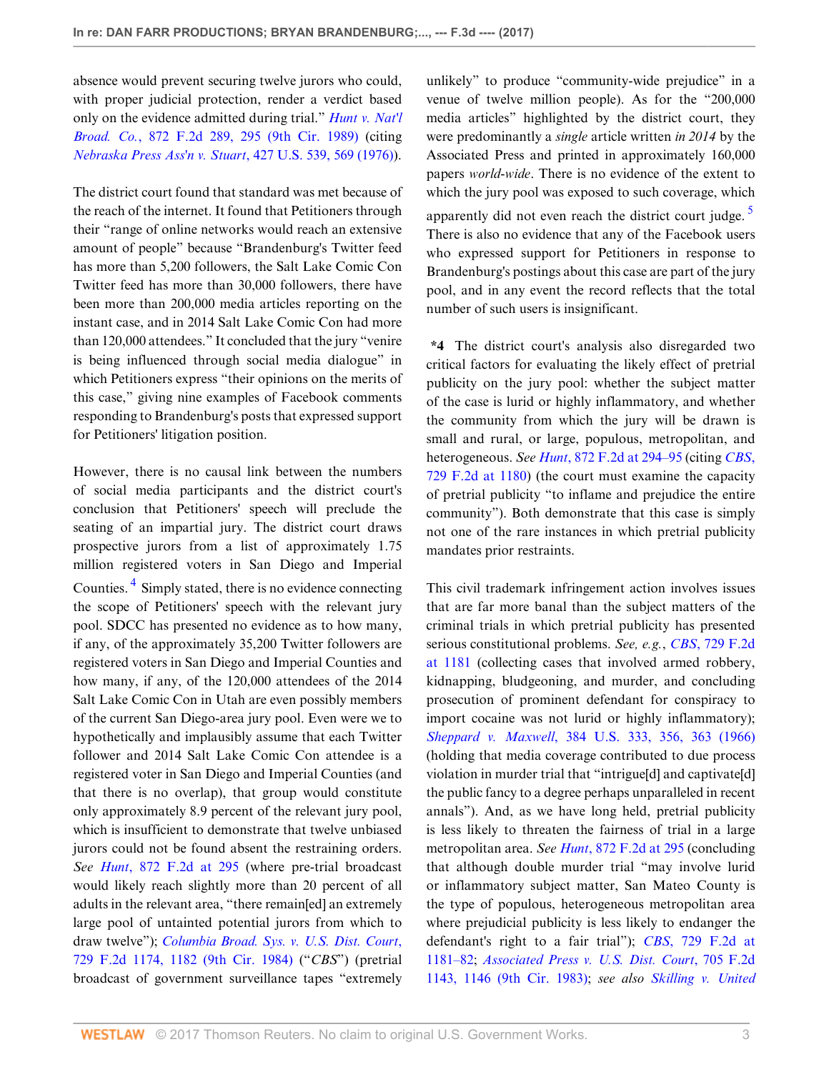absence would prevent securing twelve jurors who could, with proper judicial protection, render a verdict based only on the evidence admitted during trial." *Hunt v. Nat'l Broad. Co.*, 872 F.2d 289, 295 (9th Cir. 1989) (citing *Nebraska Press Ass'n v. Stuart*, 427 U.S. 539, 569 (1976)).

The district court found that standard was met because of the reach of the internet. It found that Petitioners through their "range of online networks would reach an extensive amount of people" because "Brandenburg's Twitter feed has more than 5,200 followers, the Salt Lake Comic Con Twitter feed has more than 30,000 followers, there have been more than 200,000 media articles reporting on the instant case, and in 2014 Salt Lake Comic Con had more than 120,000 attendees." It concluded that the jury "venire is being influenced through social media dialogue" in which Petitioners express "their opinions on the merits of this case," giving nine examples of Facebook comments responding to Brandenburg's posts that expressed support for Petitioners' litigation position.

However, there is no causal link between the numbers of social media participants and the district court's conclusion that Petitioners' speech will preclude the seating of an impartial jury. The district court draws prospective jurors from a list of approximately 1.75 million registered voters in San Diego and Imperial Counties.[4] Simply stated, there is no evidence connecting the scope of Petitioners' speech with the relevant jury pool. SDCC has presented no evidence as to how many, if any, of the approximately 35,200 Twitter followers are registered voters in San Diego and Imperial Counties and how many, if any, of the 120,000 attendees of the 2014 Salt Lake Comic Con in Utah are even possibly members of the current San Diego-area jury pool. Even were we to hypothetically and implausibly assume that each Twitter follower and 2014 Salt Lake Comic Con attendee is a registered voter in San Diego and Imperial Counties (and that there is no overlap), that group would constitute only approximately 8.9 percent of the relevant jury pool, which is insufficient to demonstrate that twelve unbiased jurors could not be found absent the restraining orders. *See Hunt*, 872 F.2d at 295 (where pre-trial broadcast would likely reach slightly more than 20 percent of all adults in the relevant area, "there remain[ed] an extremely large pool of untainted potential jurors from which to draw twelve"); *Columbia Broad. Sys. v. U.S. Dist. Court*, 729 F.2d 1174, 1182 (9th Cir. 1984) ("*CBS*") (pretrial broadcast of government surveillance tapes "extremely unlikely" to produce "community-wide prejudice" in a venue of twelve million people). As for the "200,000 media articles" highlighted by the district court, they were predominantly a *single* article written *in 2014* by the Associated Press and printed in approximately 160,000 papers *world-wide*. There is no evidence of the extent to which the jury pool was exposed to such coverage, which apparently did not even reach the district court judge.[5] There is also no evidence that any of the Facebook users who expressed support for Petitioners in response to Brandenburg's postings about this case are part of the jury pool, and in any event the record reflects that the total number of such users is insignificant.

**\*4** The district court's analysis also disregarded two critical factors for evaluating the likely effect of pretrial publicity on the jury pool: whether the subject matter of the case is lurid or highly inflammatory, and whether the community from which the jury will be drawn is small and rural, or large, populous, metropolitan, and heterogeneous. *See Hunt*, 872 F.2d at 294–95 (citing *CBS*, 729 F.2d at 1180) (the court must examine the capacity of pretrial publicity "to inflame and prejudice the entire community"). Both demonstrate that this case is simply not one of the rare instances in which pretrial publicity mandates prior restraints.

This civil trademark infringement action involves issues that are far more banal than the subject matters of the criminal trials in which pretrial publicity has presented serious constitutional problems. *See, e.g.*, *CBS*, 729 F.2d at 1181 (collecting cases that involved armed robbery, kidnapping, bludgeoning, and murder, and concluding prosecution of prominent defendant for conspiracy to import cocaine was not lurid or highly inflammatory); *Sheppard v. Maxwell*, 384 U.S. 333, 356, 363 (1966) (holding that media coverage contributed to due process violation in murder trial that "intrigue[d] and captivate[d] the public fancy to a degree perhaps unparalleled in recent annals"). And, as we have long held, pretrial publicity is less likely to threaten the fairness of trial in a large metropolitan area. *See Hunt*, 872 F.2d at 295 (concluding that although double murder trial "may involve lurid or inflammatory subject matter, San Mateo County is the type of populous, heterogeneous metropolitan area where prejudicial publicity is less likely to endanger the defendant's right to a fair trial"); *CBS*, 729 F.2d at 1181–82; *Associated Press v. U.S. Dist. Court*, 705 F.2d 1143, 1146 (9th Cir. 1983); *see also Skilling v. United*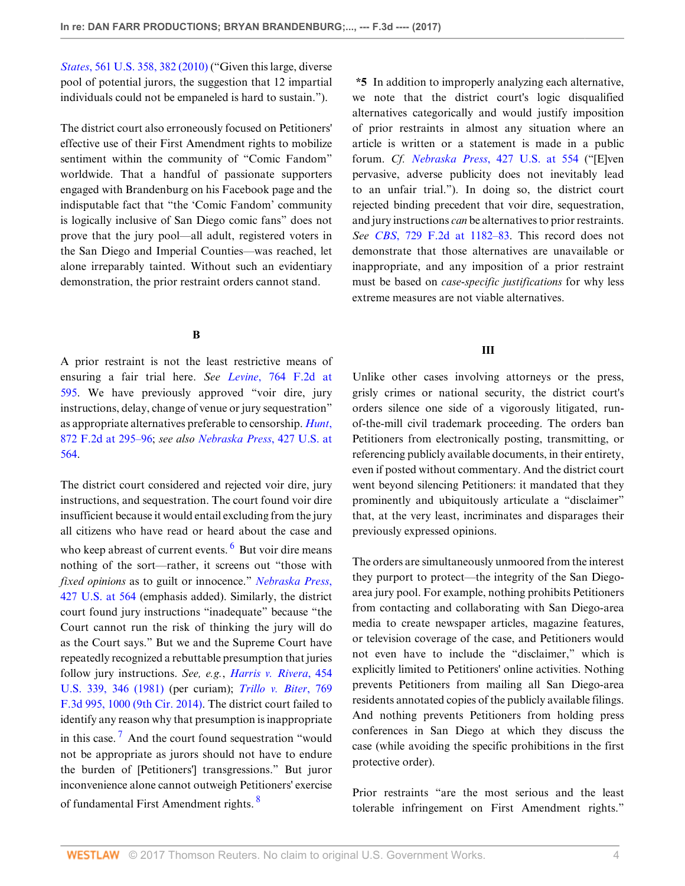*States*, 561 U.S. 358, 382 (2010) ("Given this large, diverse pool of potential jurors, the suggestion that 12 impartial individuals could not be empaneled is hard to sustain.").

The district court also erroneously focused on Petitioners' effective use of their First Amendment rights to mobilize sentiment within the community of "Comic Fandom" worldwide. That a handful of passionate supporters engaged with Brandenburg on his Facebook page and the indisputable fact that "the 'Comic Fandom' community is logically inclusive of San Diego comic fans" does not prove that the jury pool—all adult, registered voters in the San Diego and Imperial Counties—was reached, let alone irreparably tainted. Without such an evidentiary demonstration, the prior restraint orders cannot stand.

### B

A prior restraint is not the least restrictive means of ensuring a fair trial here. *See Levine*, 764 F.2d at 595. We have previously approved "voir dire, jury instructions, delay, change of venue or jury sequestration" as appropriate alternatives preferable to censorship. *Hunt*, 872 F.2d at 295–96; *see also Nebraska Press*, 427 U.S. at 564.

The district court considered and rejected voir dire, jury instructions, and sequestration. The court found voir dire insufficient because it would entail excluding from the jury all citizens who have read or heard about the case and who keep abreast of current events.[6] But voir dire means nothing of the sort—rather, it screens out "those with *fixed opinions* as to guilt or innocence." *Nebraska Press*, 427 U.S. at 564 (emphasis added). Similarly, the district court found jury instructions "inadequate" because "the Court cannot run the risk of thinking the jury will do as the Court says." But we and the Supreme Court have repeatedly recognized a rebuttable presumption that juries follow jury instructions. *See, e.g.*, *Harris v. Rivera*, 454 U.S. 339, 346 (1981) (per curiam); *Trillo v. Biter*, 769 F.3d 995, 1000 (9th Cir. 2014). The district court failed to identify any reason why that presumption is inappropriate in this case.[7] And the court found sequestration "would not be appropriate as jurors should not have to endure the burden of [Petitioners'] transgressions." But juror inconvenience alone cannot outweigh Petitioners' exercise of fundamental First Amendment rights.[8]

**\*5** In addition to improperly analyzing each alternative, we note that the district court's logic disqualified alternatives categorically and would justify imposition of prior restraints in almost any situation where an article is written or a statement is made in a public forum. *Cf. Nebraska Press*, 427 U.S. at 554 ("[E]ven pervasive, adverse publicity does not inevitably lead to an unfair trial."). In doing so, the district court rejected binding precedent that voir dire, sequestration, and jury instructions *can* be alternatives to prior restraints. *See CBS*, 729 F.2d at 1182–83. This record does not demonstrate that those alternatives are unavailable or inappropriate, and any imposition of a prior restraint must be based on *case-specific justifications* for why less extreme measures are not viable alternatives.

## III

Unlike other cases involving attorneys or the press, grisly crimes or national security, the district court's orders silence one side of a vigorously litigated, run-of-the-mill civil trademark proceeding. The orders ban Petitioners from electronically posting, transmitting, or referencing publicly available documents, in their entirety, even if posted without commentary. And the district court went beyond silencing Petitioners: it mandated that they prominently and ubiquitously articulate a "disclaimer" that, at the very least, incriminates and disparages their previously expressed opinions.

The orders are simultaneously unmoored from the interest they purport to protect—the integrity of the San Diego-area jury pool. For example, nothing prohibits Petitioners from contacting and collaborating with San Diego-area media to create newspaper articles, magazine features, or television coverage of the case, and Petitioners would not even have to include the "disclaimer," which is explicitly limited to Petitioners' online activities. Nothing prevents Petitioners from mailing all San Diego-area residents annotated copies of the publicly available filings. And nothing prevents Petitioners from holding press conferences in San Diego at which they discuss the case (while avoiding the specific prohibitions in the first protective order).

Prior restraints "are the most serious and the least tolerable infringement on First Amendment rights."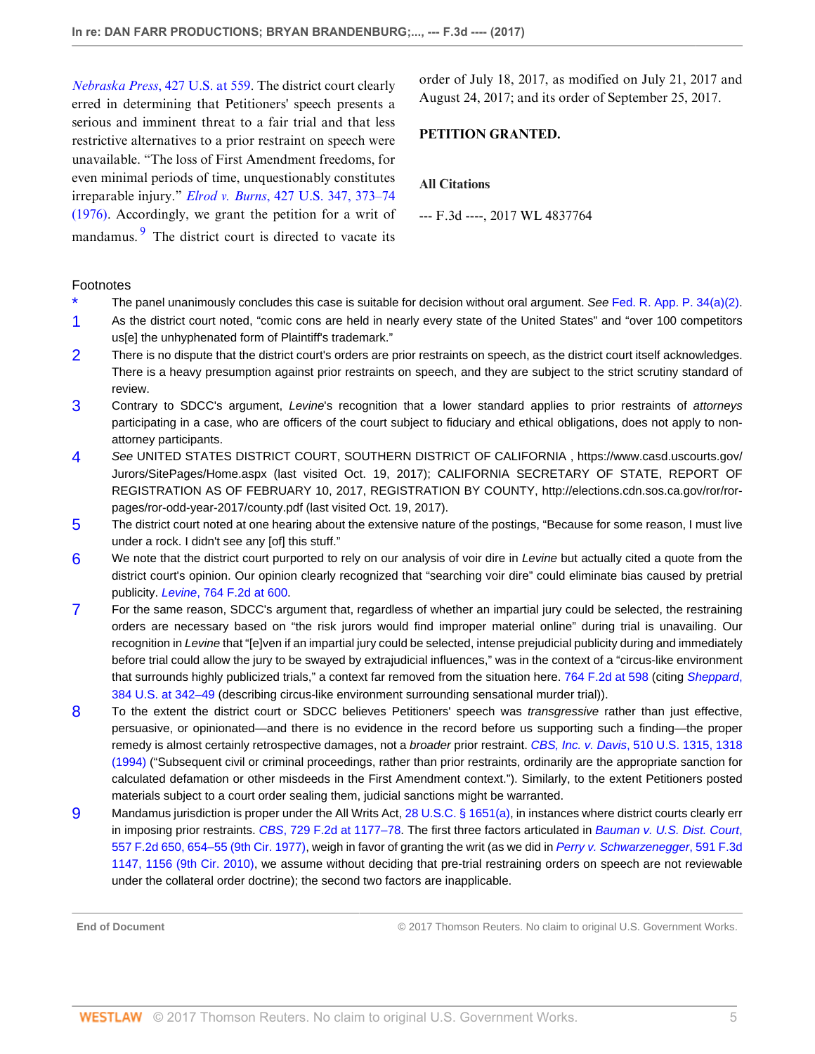*Nebraska Press*, 427 U.S. at 559. The district court clearly erred in determining that Petitioners' speech presents a serious and imminent threat to a fair trial and that less restrictive alternatives to a prior restraint on speech were unavailable. "The loss of First Amendment freedoms, for even minimal periods of time, unquestionably constitutes irreparable injury." *Elrod v. Burns*, 427 U.S. 347, 373–74 (1976). Accordingly, we grant the petition for a writ of mandamus.[9] The district court is directed to vacate its order of July 18, 2017, as modified on July 21, 2017 and August 24, 2017; and its order of September 25, 2017.

**PETITION GRANTED.**

**All Citations**

--- F.3d ----, 2017 WL 4837764

Footnotes

\* The panel unanimously concludes this case is suitable for decision without oral argument. *See* Fed. R. App. P. 34(a)(2).

1 As the district court noted, "comic cons are held in nearly every state of the United States" and "over 100 competitors us[e] the unhyphenated form of Plaintiff's trademark."

2 There is no dispute that the district court's orders are prior restraints on speech, as the district court itself acknowledges. There is a heavy presumption against prior restraints on speech, and they are subject to the strict scrutiny standard of review.

3 Contrary to SDCC's argument, *Levine*'s recognition that a lower standard applies to prior restraints of *attorneys* participating in a case, who are officers of the court subject to fiduciary and ethical obligations, does not apply to non-attorney participants.

4 *See* UNITED STATES DISTRICT COURT, SOUTHERN DISTRICT OF CALIFORNIA , https://www.casd.uscourts.gov/Jurors/SitePages/Home.aspx (last visited Oct. 19, 2017); CALIFORNIA SECRETARY OF STATE, REPORT OF REGISTRATION AS OF FEBRUARY 10, 2017, REGISTRATION BY COUNTY, http://elections.cdn.sos.ca.gov/ror/ror-pages/ror-odd-year-2017/county.pdf (last visited Oct. 19, 2017).

5 The district court noted at one hearing about the extensive nature of the postings, "Because for some reason, I must live under a rock. I didn't see any [of] this stuff."

6 We note that the district court purported to rely on our analysis of voir dire in *Levine* but actually cited a quote from the district court's opinion. Our opinion clearly recognized that "searching voir dire" could eliminate bias caused by pretrial publicity. *Levine*, 764 F.2d at 600.

7 For the same reason, SDCC's argument that, regardless of whether an impartial jury could be selected, the restraining orders are necessary based on "the risk jurors would find improper material online" during trial is unavailing. Our recognition in *Levine* that "[e]ven if an impartial jury could be selected, intense prejudicial publicity during and immediately before trial could allow the jury to be swayed by extrajudicial influences," was in the context of a "circus-like environment that surrounds highly publicized trials," a context far removed from the situation here. 764 F.2d at 598 (citing *Sheppard*, 384 U.S. at 342–49 (describing circus-like environment surrounding sensational murder trial)).

8 To the extent the district court or SDCC believes Petitioners' speech was *transgressive* rather than just effective, persuasive, or opinionated—and there is no evidence in the record before us supporting such a finding—the proper remedy is almost certainly retrospective damages, not a *broader* prior restraint. *CBS, Inc. v. Davis*, 510 U.S. 1315, 1318 (1994) ("Subsequent civil or criminal proceedings, rather than prior restraints, ordinarily are the appropriate sanction for calculated defamation or other misdeeds in the First Amendment context."). Similarly, to the extent Petitioners posted materials subject to a court order sealing them, judicial sanctions might be warranted.

9 Mandamus jurisdiction is proper under the All Writs Act, 28 U.S.C. § 1651(a), in instances where district courts clearly err in imposing prior restraints. *CBS*, 729 F.2d at 1177–78. The first three factors articulated in *Bauman v. U.S. Dist. Court*, 557 F.2d 650, 654–55 (9th Cir. 1977), weigh in favor of granting the writ (as we did in *Perry v. Schwarzenegger*, 591 F.3d 1147, 1156 (9th Cir. 2010), we assume without deciding that pre-trial restraining orders on speech are not reviewable under the collateral order doctrine); the second two factors are inapplicable.

End of Document